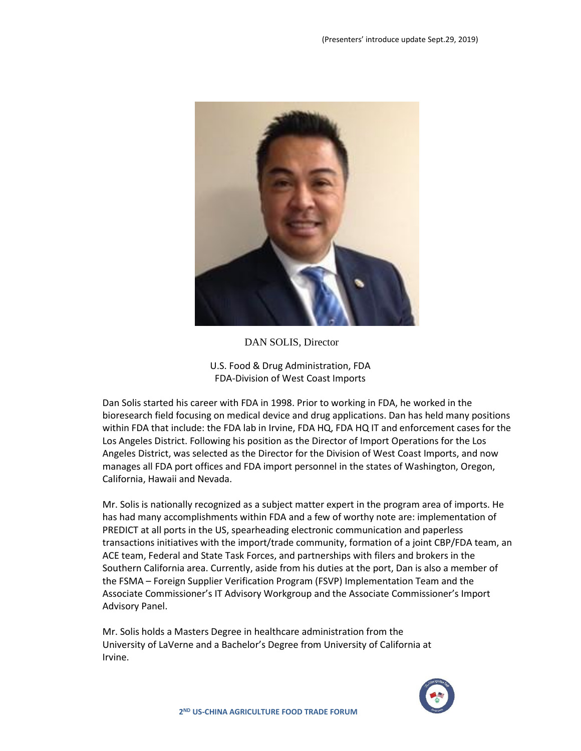(Presenters' introduce update Sept.29, 2019)

DAN SOLIS, Director

U.S. Food & Drug Administration, FDA
FDA-Division of West Coast Imports

Dan Solis started his career with FDA in 1998. Prior to working in FDA, he worked in the bioresearch field focusing on medical device and drug applications. Dan has held many positions within FDA that include: the FDA lab in Irvine, FDA HQ, FDA HQ IT and enforcement cases for the Los Angeles District. Following his position as the Director of Import Operations for the Los Angeles District, was selected as the Director for the Division of West Coast Imports, and now manages all FDA port offices and FDA import personnel in the states of Washington, Oregon, California, Hawaii and Nevada.

Mr. Solis is nationally recognized as a subject matter expert in the program area of imports. He has had many accomplishments within FDA and a few of worthy note are: implementation of PREDICT at all ports in the US, spearheading electronic communication and paperless transactions initiatives with the import/trade community, formation of a joint CBP/FDA team, an ACE team, Federal and State Task Forces, and partnerships with filers and brokers in the Southern California area. Currently, aside from his duties at the port, Dan is also a member of the FSMA – Foreign Supplier Verification Program (FSVP) Implementation Team and the Associate Commissioner's IT Advisory Workgroup and the Associate Commissioner's Import Advisory Panel.

Mr. Solis holds a Masters Degree in healthcare administration from the University of LaVerne and a Bachelor's Degree from University of California at Irvine.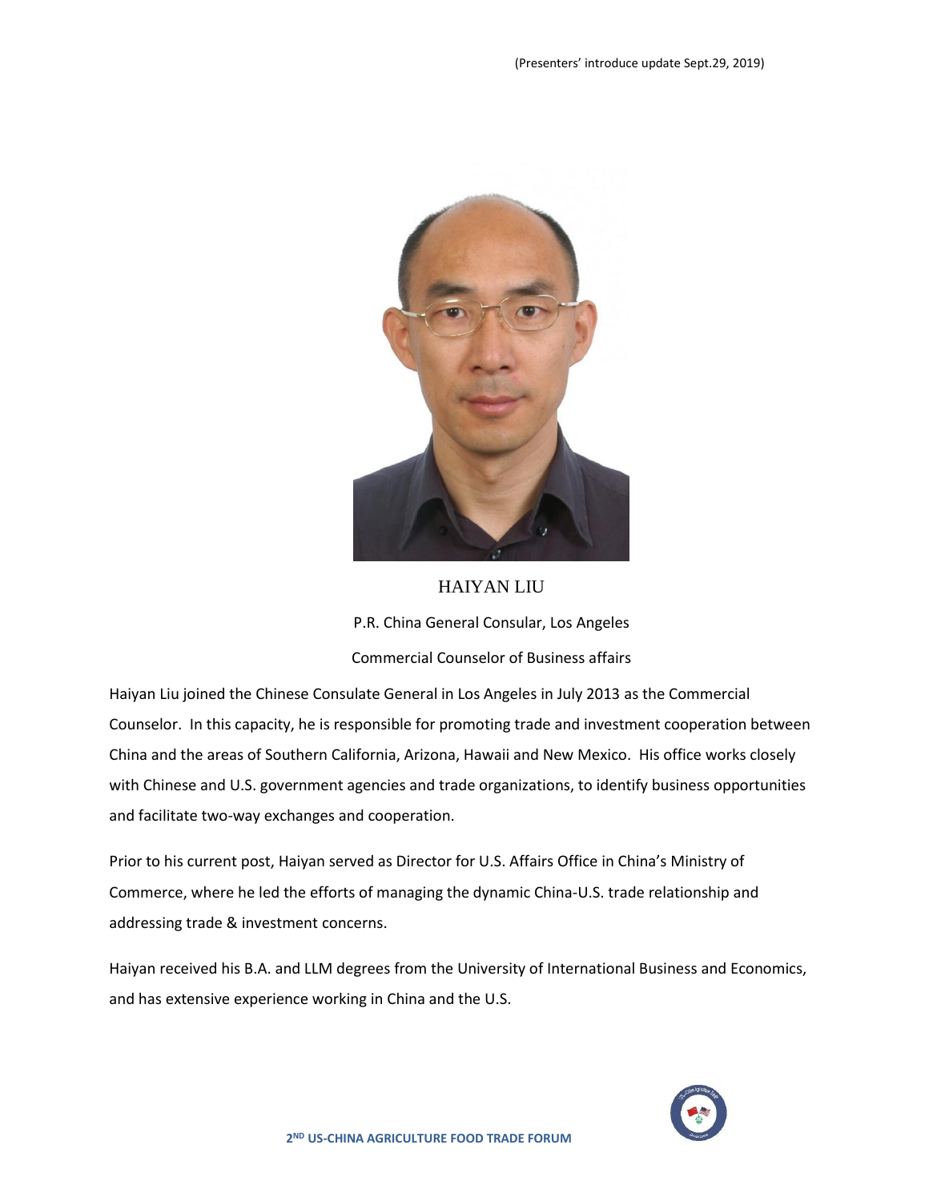(Presenters' introduce update Sept.29, 2019)

HAIYAN LIU

P.R. China General Consular, Los Angeles

Commercial Counselor of Business affairs

Haiyan Liu joined the Chinese Consulate General in Los Angeles in July 2013 as the Commercial Counselor. In this capacity, he is responsible for promoting trade and investment cooperation between China and the areas of Southern California, Arizona, Hawaii and New Mexico. His office works closely with Chinese and U.S. government agencies and trade organizations, to identify business opportunities and facilitate two-way exchanges and cooperation.

Prior to his current post, Haiyan served as Director for U.S. Affairs Office in China's Ministry of Commerce, where he led the efforts of managing the dynamic China-U.S. trade relationship and addressing trade & investment concerns.

Haiyan received his B.A. and LLM degrees from the University of International Business and Economics, and has extensive experience working in China and the U.S.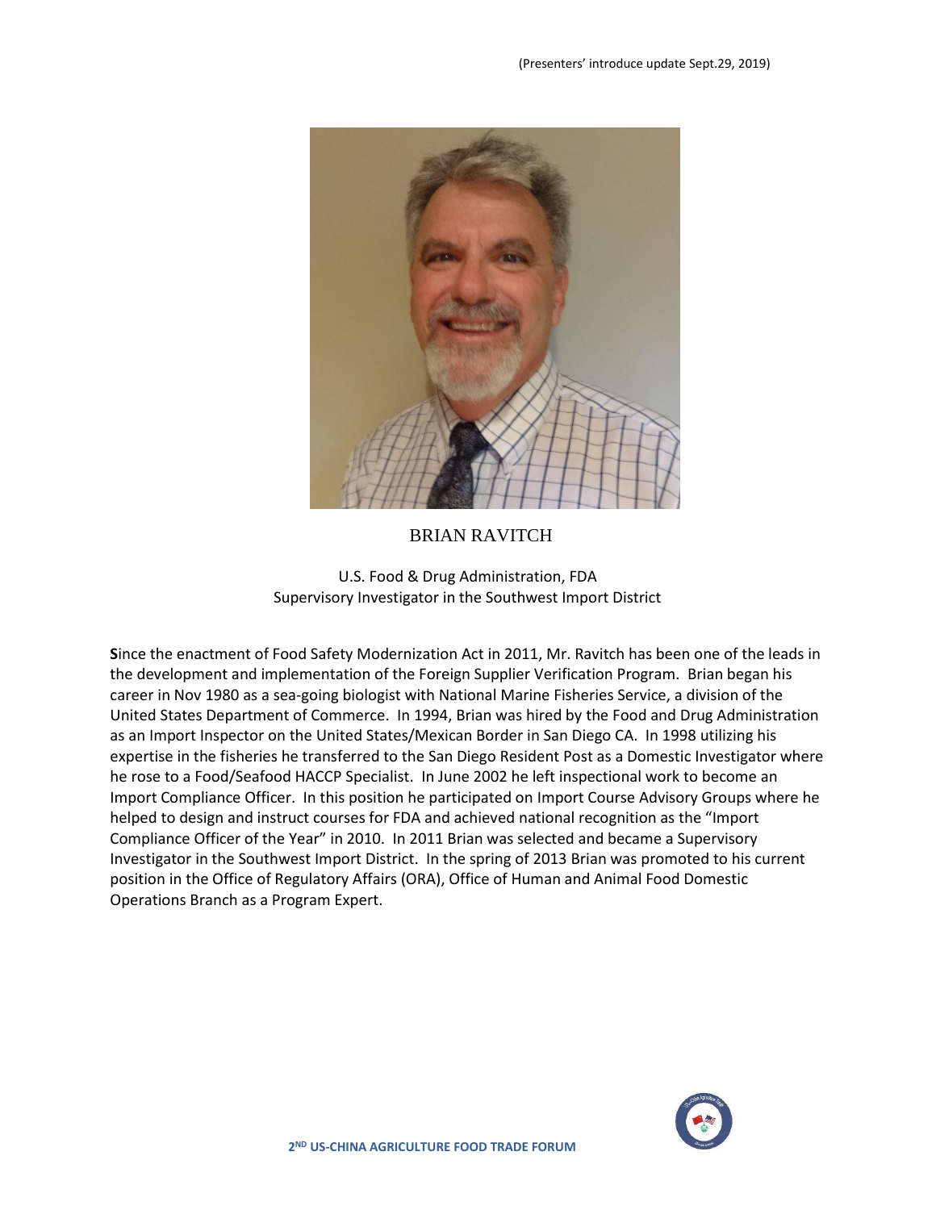(Presenters' introduce update Sept.29, 2019)

# BRIAN RAVITCH

U.S. Food & Drug Administration, FDA
Supervisory Investigator in the Southwest Import District

**S**ince the enactment of Food Safety Modernization Act in 2011, Mr. Ravitch has been one of the leads in the development and implementation of the Foreign Supplier Verification Program. Brian began his career in Nov 1980 as a sea-going biologist with National Marine Fisheries Service, a division of the United States Department of Commerce. In 1994, Brian was hired by the Food and Drug Administration as an Import Inspector on the United States/Mexican Border in San Diego CA. In 1998 utilizing his expertise in the fisheries he transferred to the San Diego Resident Post as a Domestic Investigator where he rose to a Food/Seafood HACCP Specialist. In June 2002 he left inspectional work to become an Import Compliance Officer. In this position he participated on Import Course Advisory Groups where he helped to design and instruct courses for FDA and achieved national recognition as the "Import Compliance Officer of the Year" in 2010. In 2011 Brian was selected and became a Supervisory Investigator in the Southwest Import District. In the spring of 2013 Brian was promoted to his current position in the Office of Regulatory Affairs (ORA), Office of Human and Animal Food Domestic Operations Branch as a Program Expert.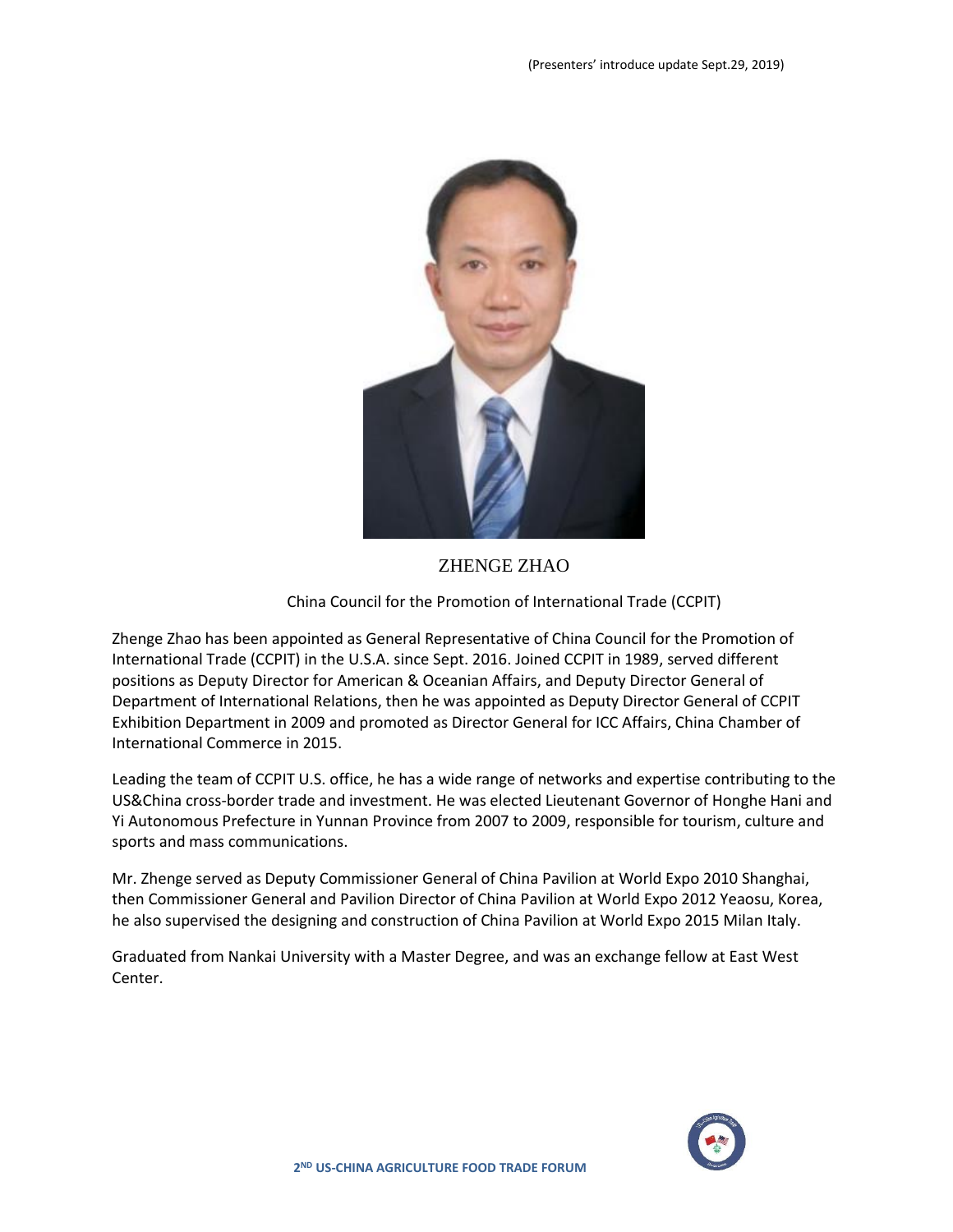(Presenters' introduce update Sept.29, 2019)

ZHENGE ZHAO

China Council for the Promotion of International Trade (CCPIT)

Zhenge Zhao has been appointed as General Representative of China Council for the Promotion of International Trade (CCPIT) in the U.S.A. since Sept. 2016. Joined CCPIT in 1989, served different positions as Deputy Director for American & Oceanian Affairs, and Deputy Director General of Department of International Relations, then he was appointed as Deputy Director General of CCPIT Exhibition Department in 2009 and promoted as Director General for ICC Affairs, China Chamber of International Commerce in 2015.

Leading the team of CCPIT U.S. office, he has a wide range of networks and expertise contributing to the US&China cross-border trade and investment. He was elected Lieutenant Governor of Honghe Hani and Yi Autonomous Prefecture in Yunnan Province from 2007 to 2009, responsible for tourism, culture and sports and mass communications.

Mr. Zhenge served as Deputy Commissioner General of China Pavilion at World Expo 2010 Shanghai, then Commissioner General and Pavilion Director of China Pavilion at World Expo 2012 Yeaosu, Korea, he also supervised the designing and construction of China Pavilion at World Expo 2015 Milan Italy.

Graduated from Nankai University with a Master Degree, and was an exchange fellow at East West Center.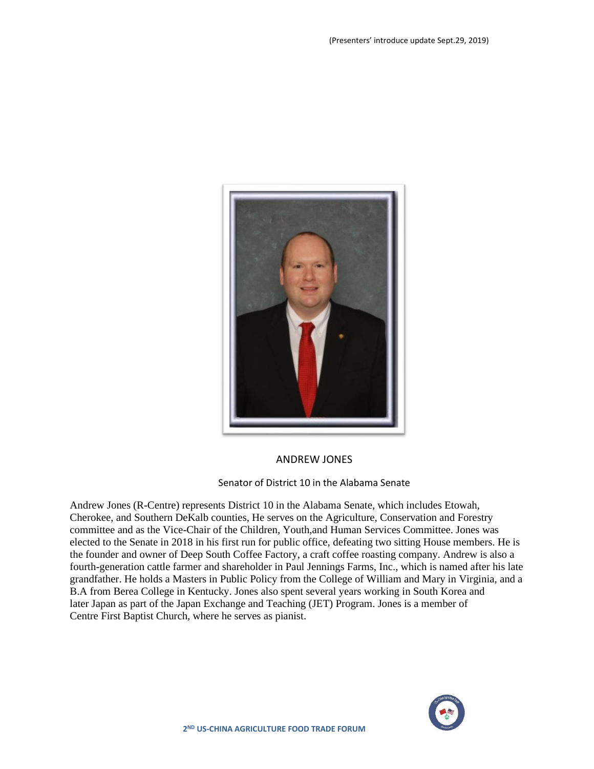(Presenters' introduce update Sept.29, 2019)

## ANDREW JONES

### Senator of District 10 in the Alabama Senate

Andrew Jones (R-Centre) represents District 10 in the Alabama Senate, which includes Etowah, Cherokee, and Southern DeKalb counties, He serves on the Agriculture, Conservation and Forestry committee and as the Vice-Chair of the Children, Youth,and Human Services Committee. Jones was elected to the Senate in 2018 in his first run for public office, defeating two sitting House members. He is the founder and owner of Deep South Coffee Factory, a craft coffee roasting company. Andrew is also a fourth-generation cattle farmer and shareholder in Paul Jennings Farms, Inc., which is named after his late grandfather. He holds a Masters in Public Policy from the College of William and Mary in Virginia, and a B.A from Berea College in Kentucky. Jones also spent several years working in South Korea and later Japan as part of the Japan Exchange and Teaching (JET) Program. Jones is a member of Centre First Baptist Church, where he serves as pianist.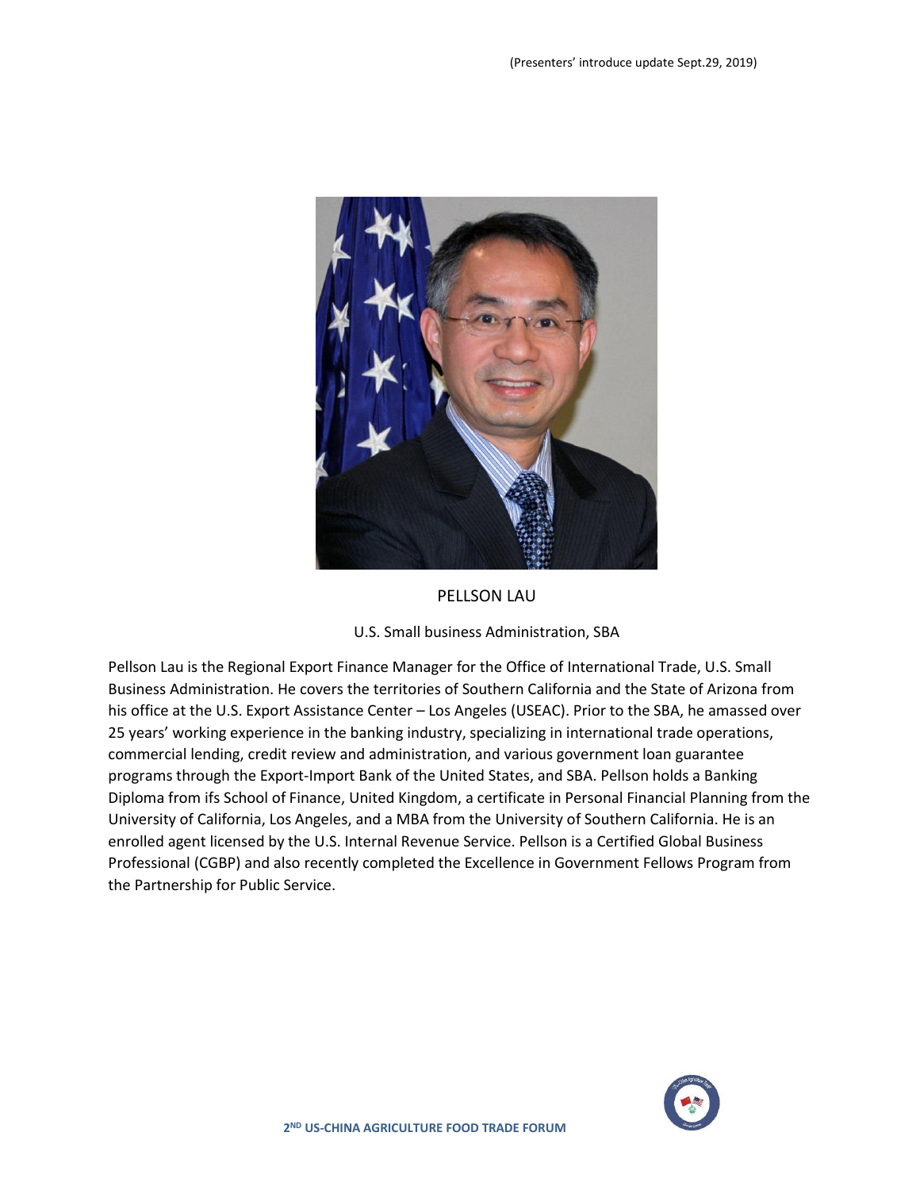(Presenters' introduce update Sept.29, 2019)

PELLSON LAU

U.S. Small business Administration, SBA

Pellson Lau is the Regional Export Finance Manager for the Office of International Trade, U.S. Small Business Administration. He covers the territories of Southern California and the State of Arizona from his office at the U.S. Export Assistance Center – Los Angeles (USEAC). Prior to the SBA, he amassed over 25 years' working experience in the banking industry, specializing in international trade operations, commercial lending, credit review and administration, and various government loan guarantee programs through the Export-Import Bank of the United States, and SBA. Pellson holds a Banking Diploma from ifs School of Finance, United Kingdom, a certificate in Personal Financial Planning from the University of California, Los Angeles, and a MBA from the University of Southern California. He is an enrolled agent licensed by the U.S. Internal Revenue Service. Pellson is a Certified Global Business Professional (CGBP) and also recently completed the Excellence in Government Fellows Program from the Partnership for Public Service.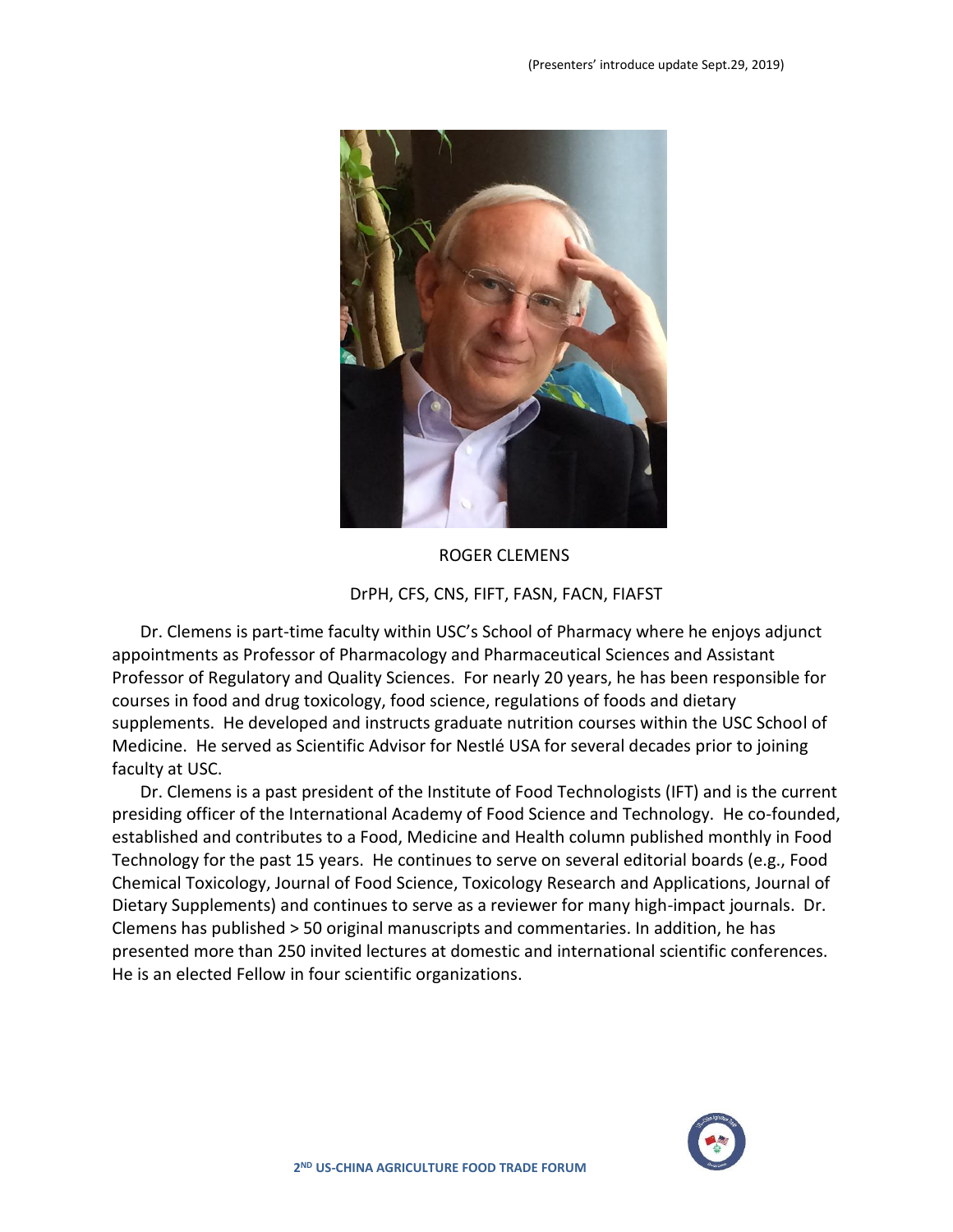(Presenters' introduce update Sept.29, 2019)

ROGER CLEMENS

DrPH, CFS, CNS, FIFT, FASN, FACN, FIAFST

Dr. Clemens is part-time faculty within USC's School of Pharmacy where he enjoys adjunct appointments as Professor of Pharmacology and Pharmaceutical Sciences and Assistant Professor of Regulatory and Quality Sciences. For nearly 20 years, he has been responsible for courses in food and drug toxicology, food science, regulations of foods and dietary supplements. He developed and instructs graduate nutrition courses within the USC School of Medicine. He served as Scientific Advisor for Nestlé USA for several decades prior to joining faculty at USC.

Dr. Clemens is a past president of the Institute of Food Technologists (IFT) and is the current presiding officer of the International Academy of Food Science and Technology. He co-founded, established and contributes to a Food, Medicine and Health column published monthly in Food Technology for the past 15 years. He continues to serve on several editorial boards (e.g., Food Chemical Toxicology, Journal of Food Science, Toxicology Research and Applications, Journal of Dietary Supplements) and continues to serve as a reviewer for many high-impact journals. Dr. Clemens has published > 50 original manuscripts and commentaries. In addition, he has presented more than 250 invited lectures at domestic and international scientific conferences. He is an elected Fellow in four scientific organizations.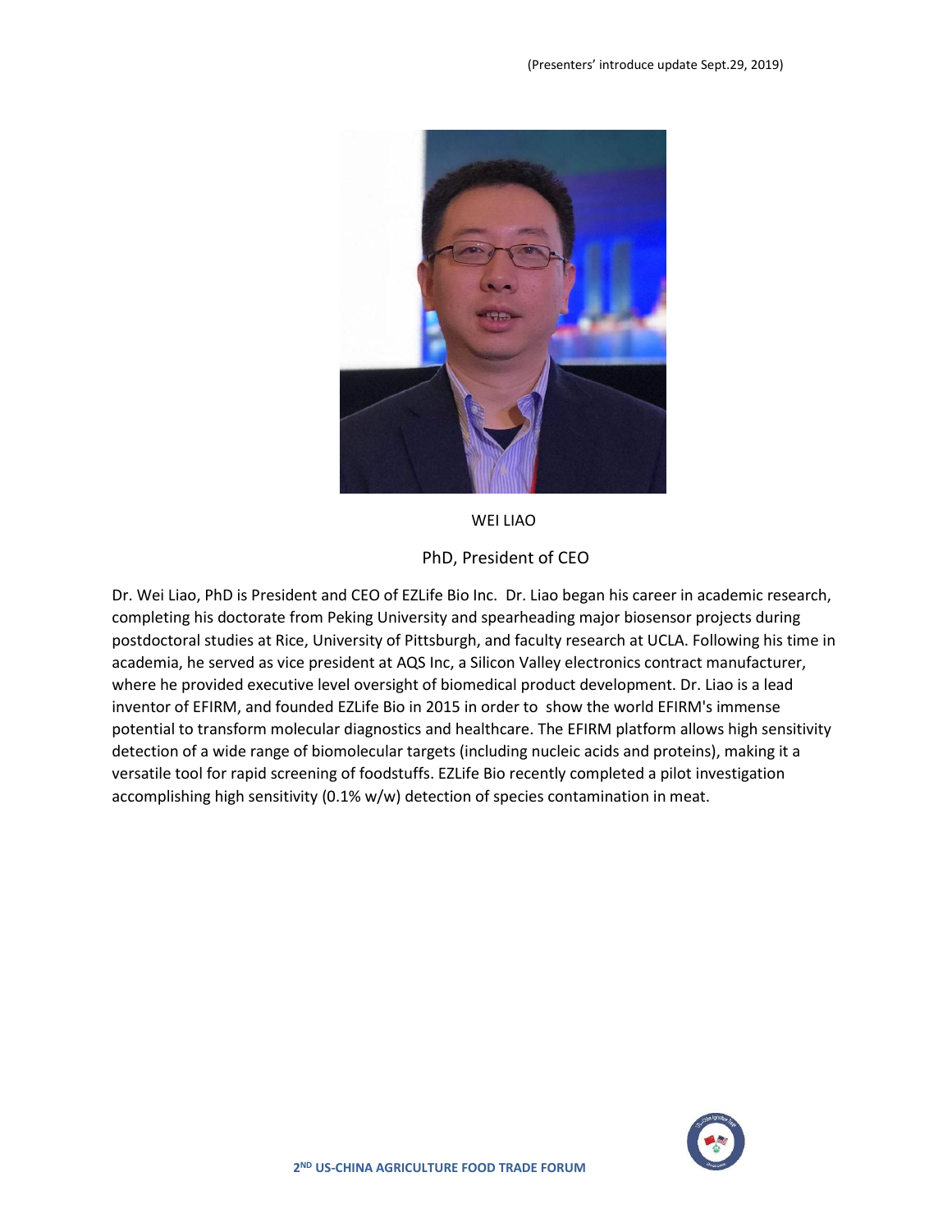(Presenters' introduce update Sept.29, 2019)

WEI LIAO

PhD, President of CEO

Dr. Wei Liao, PhD is President and CEO of EZLife Bio Inc. Dr. Liao began his career in academic research, completing his doctorate from Peking University and spearheading major biosensor projects during postdoctoral studies at Rice, University of Pittsburgh, and faculty research at UCLA. Following his time in academia, he served as vice president at AQS Inc, a Silicon Valley electronics contract manufacturer, where he provided executive level oversight of biomedical product development. Dr. Liao is a lead inventor of EFIRM, and founded EZLife Bio in 2015 in order to show the world EFIRM's immense potential to transform molecular diagnostics and healthcare. The EFIRM platform allows high sensitivity detection of a wide range of biomolecular targets (including nucleic acids and proteins), making it a versatile tool for rapid screening of foodstuffs. EZLife Bio recently completed a pilot investigation accomplishing high sensitivity (0.1% w/w) detection of species contamination in meat.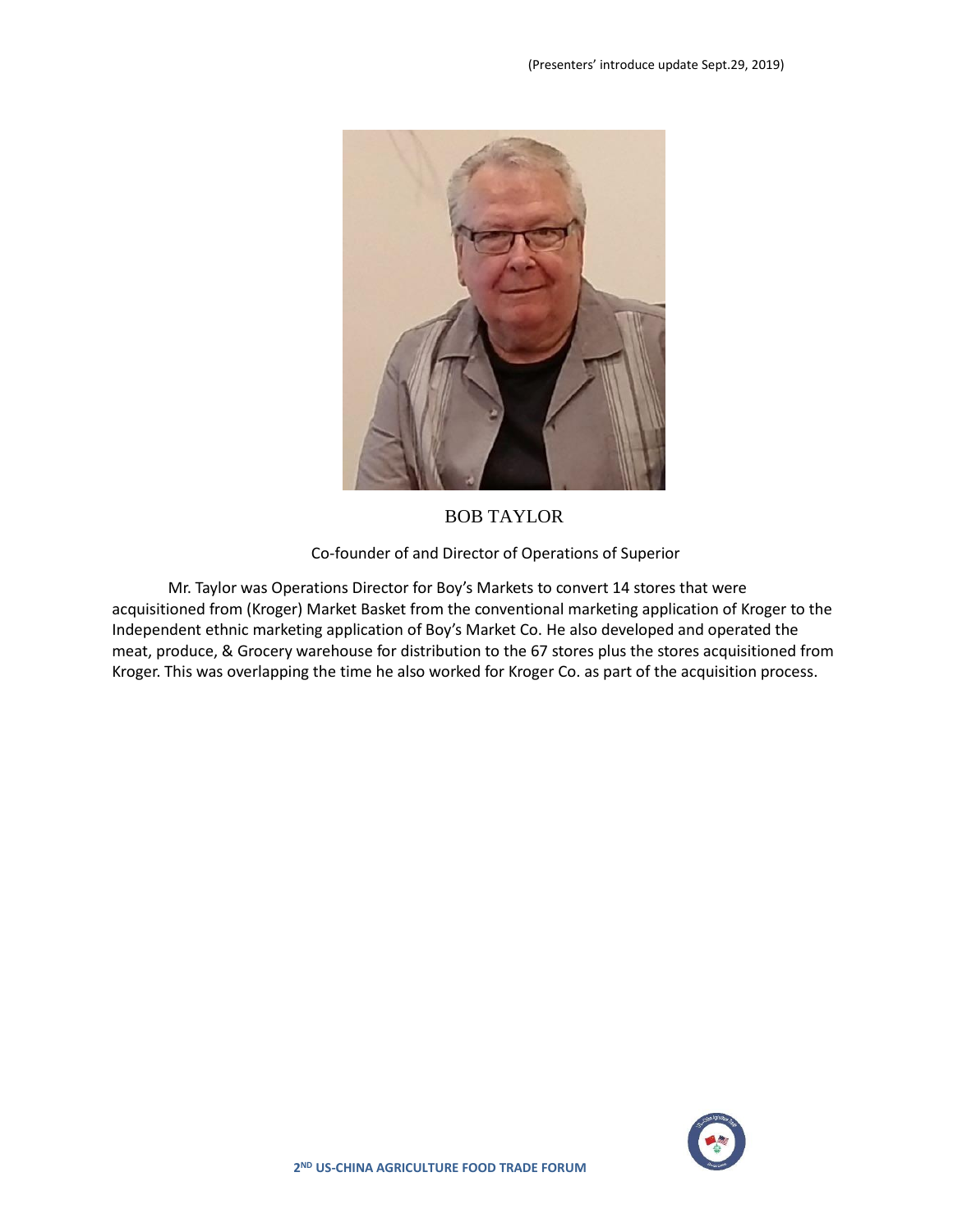(Presenters' introduce update Sept.29, 2019)

# BOB TAYLOR

Co-founder of and Director of Operations of Superior

Mr. Taylor was Operations Director for Boy's Markets to convert 14 stores that were acquisitioned from (Kroger) Market Basket from the conventional marketing application of Kroger to the Independent ethnic marketing application of Boy's Market Co. He also developed and operated the meat, produce, & Grocery warehouse for distribution to the 67 stores plus the stores acquisitioned from Kroger. This was overlapping the time he also worked for Kroger Co. as part of the acquisition process.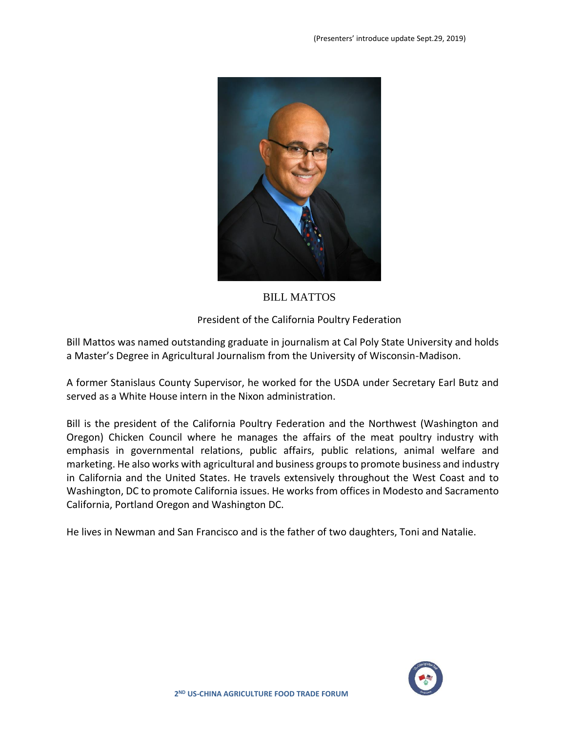(Presenters' introduce update Sept.29, 2019)

## BILL MATTOS

President of the California Poultry Federation

Bill Mattos was named outstanding graduate in journalism at Cal Poly State University and holds a Master's Degree in Agricultural Journalism from the University of Wisconsin-Madison.

A former Stanislaus County Supervisor, he worked for the USDA under Secretary Earl Butz and served as a White House intern in the Nixon administration.

Bill is the president of the California Poultry Federation and the Northwest (Washington and Oregon) Chicken Council where he manages the affairs of the meat poultry industry with emphasis in governmental relations, public affairs, public relations, animal welfare and marketing. He also works with agricultural and business groups to promote business and industry in California and the United States. He travels extensively throughout the West Coast and to Washington, DC to promote California issues. He works from offices in Modesto and Sacramento California, Portland Oregon and Washington DC.

He lives in Newman and San Francisco and is the father of two daughters, Toni and Natalie.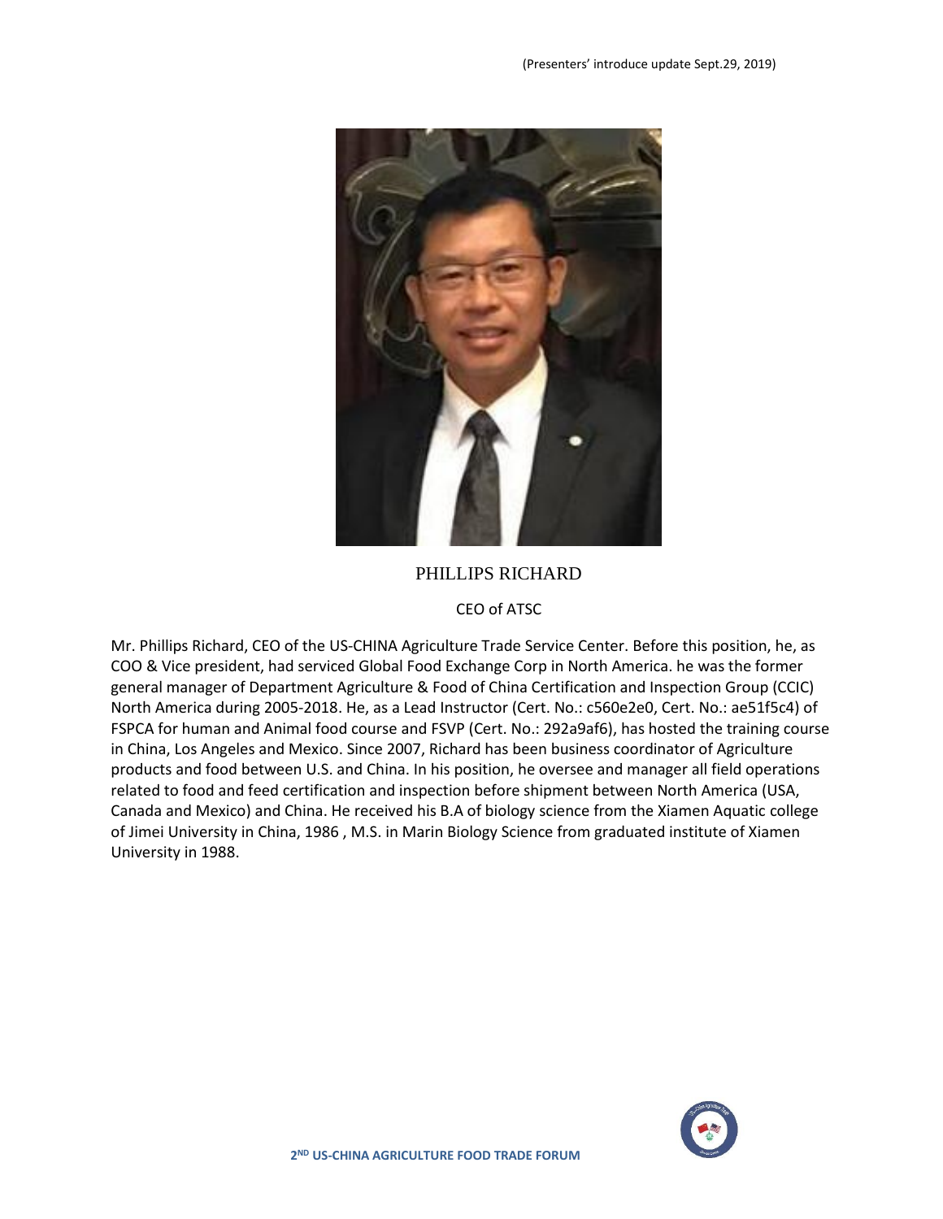(Presenters' introduce update Sept.29, 2019)

## PHILLIPS RICHARD

CEO of ATSC

Mr. Phillips Richard, CEO of the US-CHINA Agriculture Trade Service Center. Before this position, he, as COO & Vice president, had serviced Global Food Exchange Corp in North America. he was the former general manager of Department Agriculture & Food of China Certification and Inspection Group (CCIC) North America during 2005-2018. He, as a Lead Instructor (Cert. No.: c560e2e0, Cert. No.: ae51f5c4) of FSPCA for human and Animal food course and FSVP (Cert. No.: 292a9af6), has hosted the training course in China, Los Angeles and Mexico. Since 2007, Richard has been business coordinator of Agriculture products and food between U.S. and China. In his position, he oversee and manager all field operations related to food and feed certification and inspection before shipment between North America (USA, Canada and Mexico) and China. He received his B.A of biology science from the Xiamen Aquatic college of Jimei University in China, 1986 , M.S. in Marin Biology Science from graduated institute of Xiamen University in 1988.